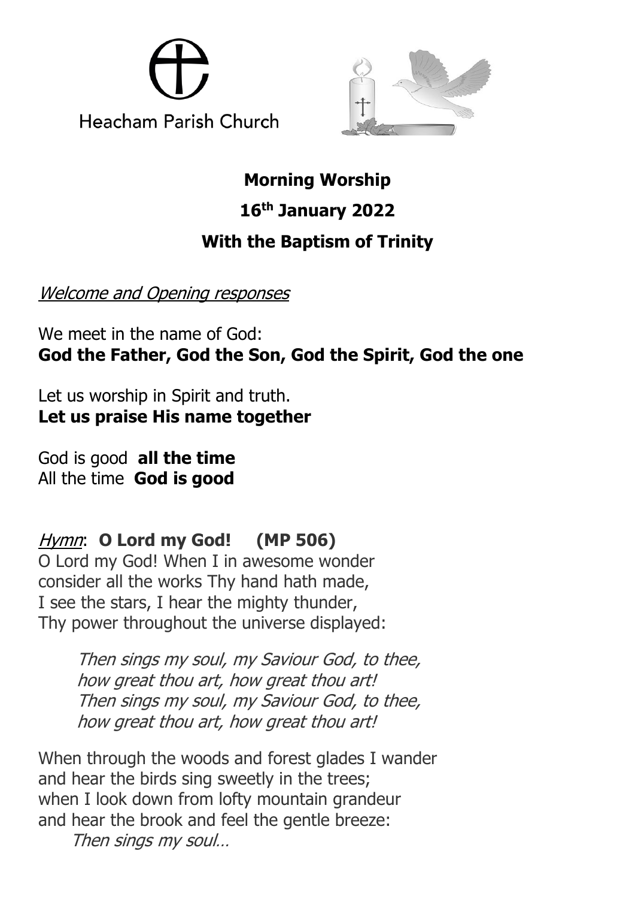Heacham Parish Church

# Morning Worship

## 16th January 2022

## With the Baptism of Trinity

*Welcome and Opening responses*

We meet in the name of God:
**God the Father, God the Son, God the Spirit, God the one**

Let us worship in Spirit and truth.
**Let us praise His name together**

God is good **all the time**
All the time **God is good**

*Hymn*: **O Lord my God! (MP 506)**
O Lord my God! When I in awesome wonder
consider all the works Thy hand hath made,
I see the stars, I hear the mighty thunder,
Thy power throughout the universe displayed:

> *Then sings my soul, my Saviour God, to thee,*
> *how great thou art, how great thou art!*
> *Then sings my soul, my Saviour God, to thee,*
> *how great thou art, how great thou art!*

When through the woods and forest glades I wander
and hear the birds sing sweetly in the trees;
when I look down from lofty mountain grandeur
and hear the brook and feel the gentle breeze:
*Then sings my soul…*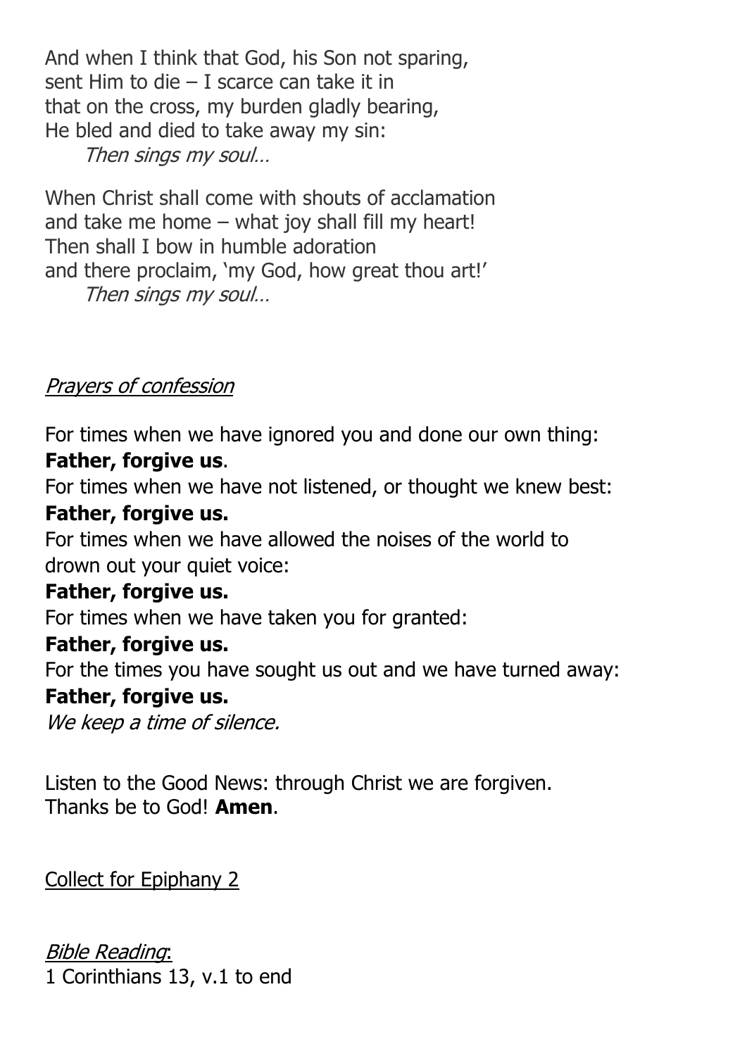And when I think that God, his Son not sparing,
sent Him to die – I scarce can take it in
that on the cross, my burden gladly bearing,
He bled and died to take away my sin:
*Then sings my soul…*

When Christ shall come with shouts of acclamation
and take me home – what joy shall fill my heart!
Then shall I bow in humble adoration
and there proclaim, 'my God, how great thou art!'
*Then sings my soul…*

*Prayers of confession*

For times when we have ignored you and done our own thing:
**Father, forgive us**.
For times when we have not listened, or thought we knew best:
**Father, forgive us.**
For times when we have allowed the noises of the world to drown out your quiet voice:
**Father, forgive us.**
For times when we have taken you for granted:
**Father, forgive us.**
For the times you have sought us out and we have turned away:
**Father, forgive us.**
*We keep a time of silence.*

Listen to the Good News: through Christ we are forgiven.
Thanks be to God! **Amen**.

Collect for Epiphany 2

*Bible Reading*:
1 Corinthians 13, v.1 to end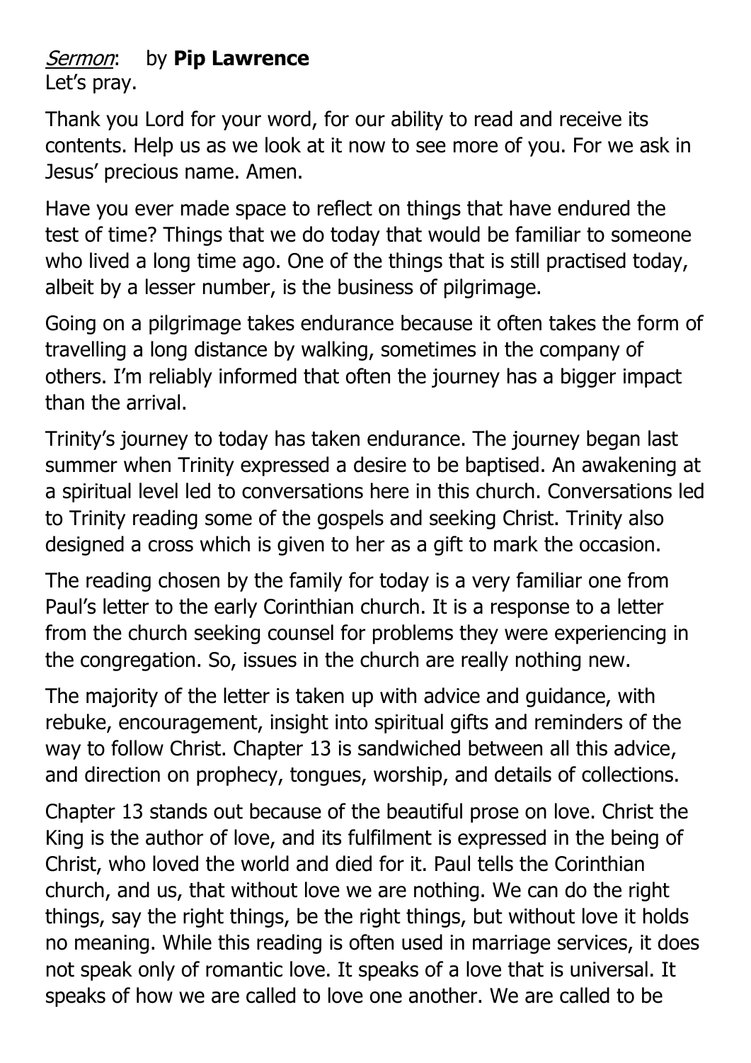*Sermon*: by **Pip Lawrence**
Let's pray.

Thank you Lord for your word, for our ability to read and receive its contents. Help us as we look at it now to see more of you. For we ask in Jesus' precious name. Amen.

Have you ever made space to reflect on things that have endured the test of time? Things that we do today that would be familiar to someone who lived a long time ago. One of the things that is still practised today, albeit by a lesser number, is the business of pilgrimage.

Going on a pilgrimage takes endurance because it often takes the form of travelling a long distance by walking, sometimes in the company of others. I'm reliably informed that often the journey has a bigger impact than the arrival.

Trinity's journey to today has taken endurance. The journey began last summer when Trinity expressed a desire to be baptised. An awakening at a spiritual level led to conversations here in this church. Conversations led to Trinity reading some of the gospels and seeking Christ. Trinity also designed a cross which is given to her as a gift to mark the occasion.

The reading chosen by the family for today is a very familiar one from Paul's letter to the early Corinthian church. It is a response to a letter from the church seeking counsel for problems they were experiencing in the congregation. So, issues in the church are really nothing new.

The majority of the letter is taken up with advice and guidance, with rebuke, encouragement, insight into spiritual gifts and reminders of the way to follow Christ. Chapter 13 is sandwiched between all this advice, and direction on prophecy, tongues, worship, and details of collections.

Chapter 13 stands out because of the beautiful prose on love. Christ the King is the author of love, and its fulfilment is expressed in the being of Christ, who loved the world and died for it. Paul tells the Corinthian church, and us, that without love we are nothing. We can do the right things, say the right things, be the right things, but without love it holds no meaning. While this reading is often used in marriage services, it does not speak only of romantic love. It speaks of a love that is universal. It speaks of how we are called to love one another. We are called to be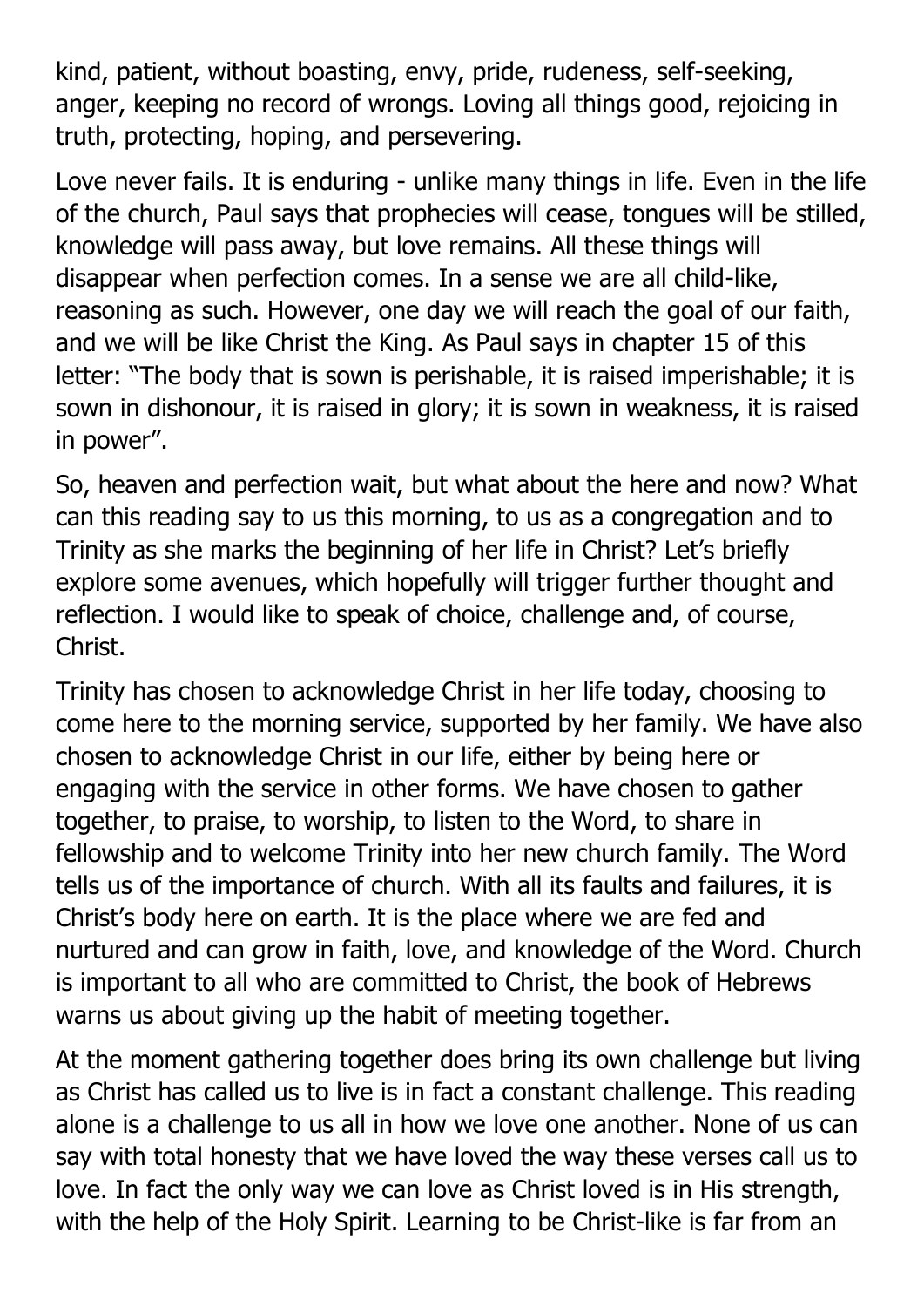kind, patient, without boasting, envy, pride, rudeness, self-seeking, anger, keeping no record of wrongs. Loving all things good, rejoicing in truth, protecting, hoping, and persevering.

Love never fails. It is enduring - unlike many things in life. Even in the life of the church, Paul says that prophecies will cease, tongues will be stilled, knowledge will pass away, but love remains. All these things will disappear when perfection comes. In a sense we are all child-like, reasoning as such. However, one day we will reach the goal of our faith, and we will be like Christ the King. As Paul says in chapter 15 of this letter: "The body that is sown is perishable, it is raised imperishable; it is sown in dishonour, it is raised in glory; it is sown in weakness, it is raised in power".

So, heaven and perfection wait, but what about the here and now? What can this reading say to us this morning, to us as a congregation and to Trinity as she marks the beginning of her life in Christ? Let's briefly explore some avenues, which hopefully will trigger further thought and reflection. I would like to speak of choice, challenge and, of course, Christ.

Trinity has chosen to acknowledge Christ in her life today, choosing to come here to the morning service, supported by her family. We have also chosen to acknowledge Christ in our life, either by being here or engaging with the service in other forms. We have chosen to gather together, to praise, to worship, to listen to the Word, to share in fellowship and to welcome Trinity into her new church family. The Word tells us of the importance of church. With all its faults and failures, it is Christ's body here on earth. It is the place where we are fed and nurtured and can grow in faith, love, and knowledge of the Word. Church is important to all who are committed to Christ, the book of Hebrews warns us about giving up the habit of meeting together.

At the moment gathering together does bring its own challenge but living as Christ has called us to live is in fact a constant challenge. This reading alone is a challenge to us all in how we love one another. None of us can say with total honesty that we have loved the way these verses call us to love. In fact the only way we can love as Christ loved is in His strength, with the help of the Holy Spirit. Learning to be Christ-like is far from an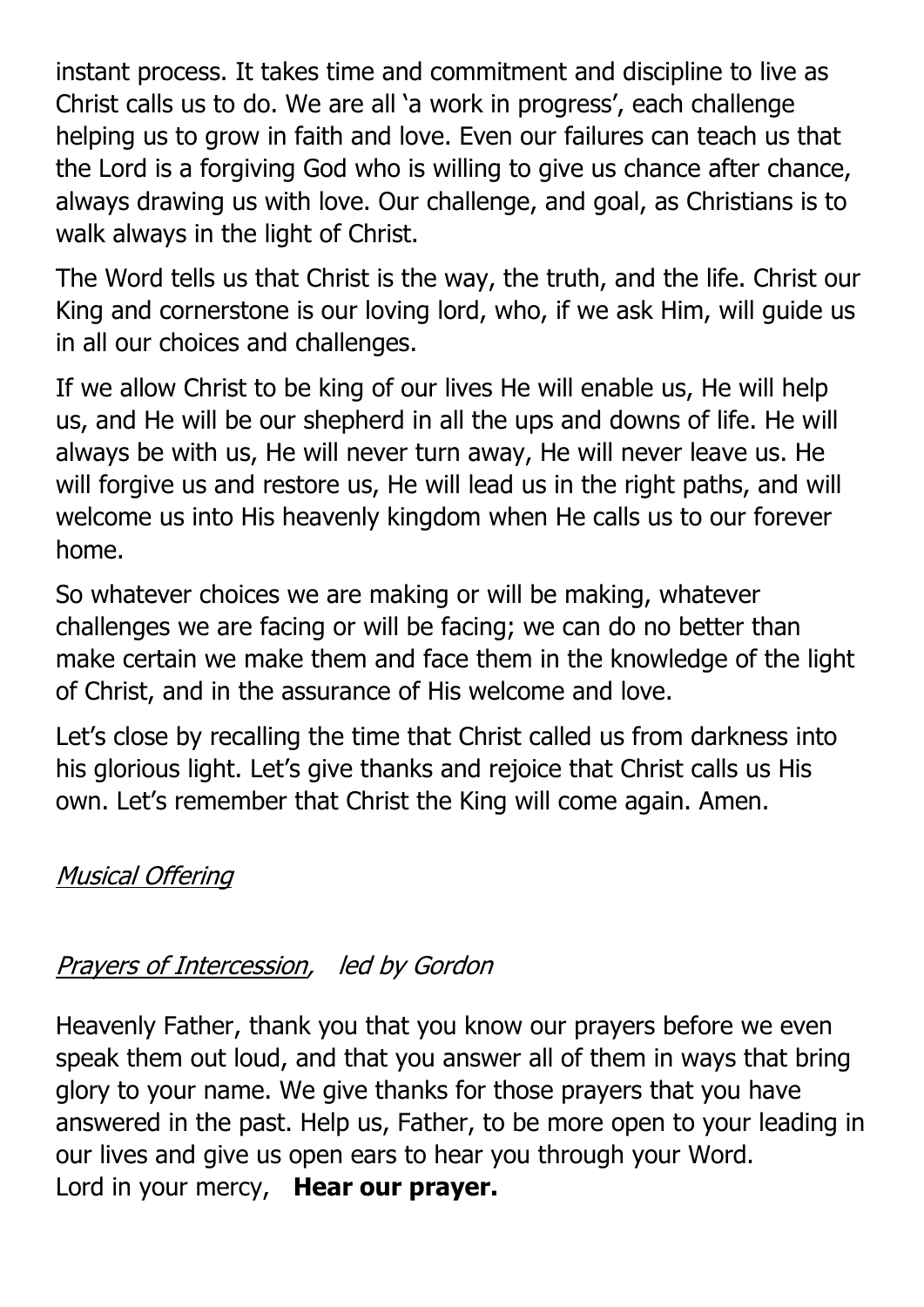instant process. It takes time and commitment and discipline to live as Christ calls us to do. We are all 'a work in progress', each challenge helping us to grow in faith and love. Even our failures can teach us that the Lord is a forgiving God who is willing to give us chance after chance, always drawing us with love. Our challenge, and goal, as Christians is to walk always in the light of Christ.

The Word tells us that Christ is the way, the truth, and the life. Christ our King and cornerstone is our loving lord, who, if we ask Him, will guide us in all our choices and challenges.

If we allow Christ to be king of our lives He will enable us, He will help us, and He will be our shepherd in all the ups and downs of life. He will always be with us, He will never turn away, He will never leave us. He will forgive us and restore us, He will lead us in the right paths, and will welcome us into His heavenly kingdom when He calls us to our forever home.

So whatever choices we are making or will be making, whatever challenges we are facing or will be facing; we can do no better than make certain we make them and face them in the knowledge of the light of Christ, and in the assurance of His welcome and love.

Let's close by recalling the time that Christ called us from darkness into his glorious light. Let's give thanks and rejoice that Christ calls us His own. Let's remember that Christ the King will come again. Amen.

*Musical Offering*

*Prayers of Intercession*, *led by Gordon*

Heavenly Father, thank you that you know our prayers before we even speak them out loud, and that you answer all of them in ways that bring glory to your name. We give thanks for those prayers that you have answered in the past. Help us, Father, to be more open to your leading in our lives and give us open ears to hear you through your Word.
Lord in your mercy, **Hear our prayer.**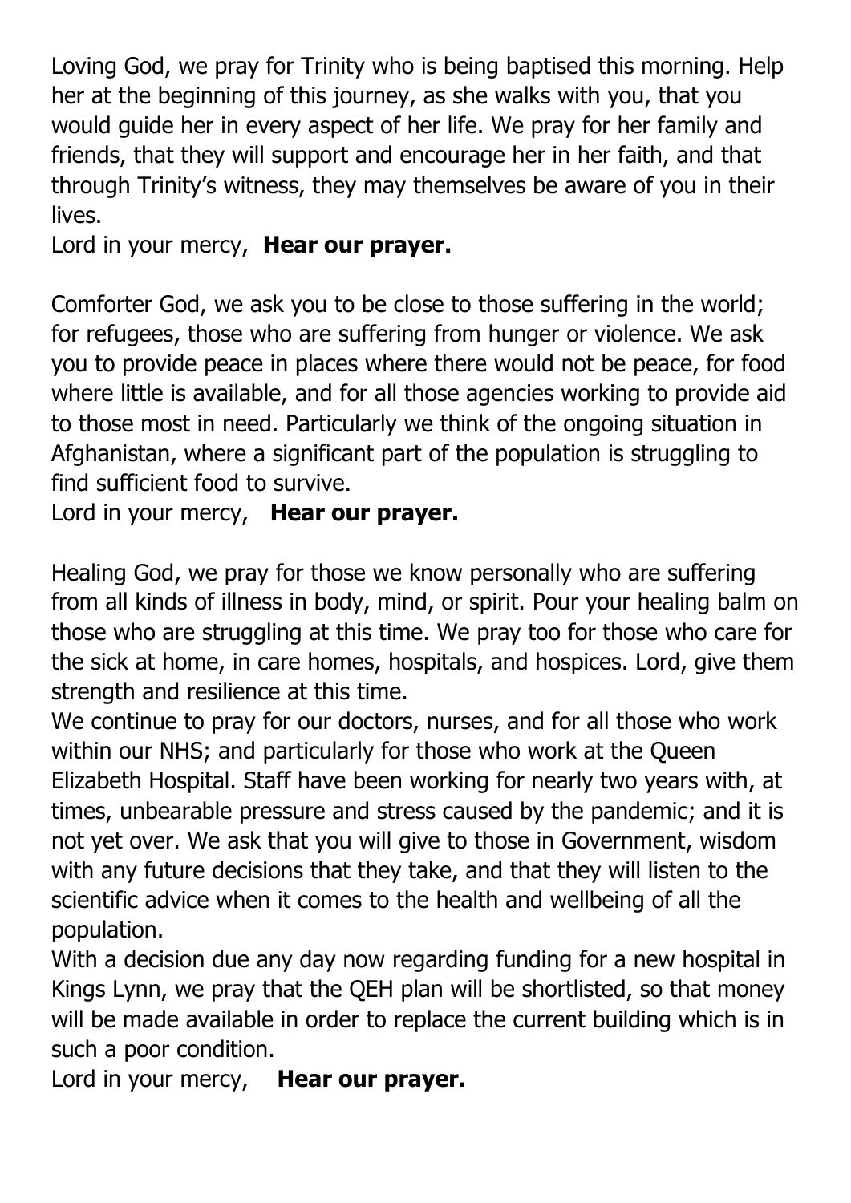Loving God, we pray for Trinity who is being baptised this morning. Help her at the beginning of this journey, as she walks with you, that you would guide her in every aspect of her life. We pray for her family and friends, that they will support and encourage her in her faith, and that through Trinity's witness, they may themselves be aware of you in their lives.
Lord in your mercy, **Hear our prayer.**

Comforter God, we ask you to be close to those suffering in the world; for refugees, those who are suffering from hunger or violence. We ask you to provide peace in places where there would not be peace, for food where little is available, and for all those agencies working to provide aid to those most in need. Particularly we think of the ongoing situation in Afghanistan, where a significant part of the population is struggling to find sufficient food to survive.
Lord in your mercy, **Hear our prayer.**

Healing God, we pray for those we know personally who are suffering from all kinds of illness in body, mind, or spirit. Pour your healing balm on those who are struggling at this time. We pray too for those who care for the sick at home, in care homes, hospitals, and hospices. Lord, give them strength and resilience at this time.
We continue to pray for our doctors, nurses, and for all those who work within our NHS; and particularly for those who work at the Queen Elizabeth Hospital. Staff have been working for nearly two years with, at times, unbearable pressure and stress caused by the pandemic; and it is not yet over. We ask that you will give to those in Government, wisdom with any future decisions that they take, and that they will listen to the scientific advice when it comes to the health and wellbeing of all the population.
With a decision due any day now regarding funding for a new hospital in Kings Lynn, we pray that the QEH plan will be shortlisted, so that money will be made available in order to replace the current building which is in such a poor condition.
Lord in your mercy, **Hear our prayer.**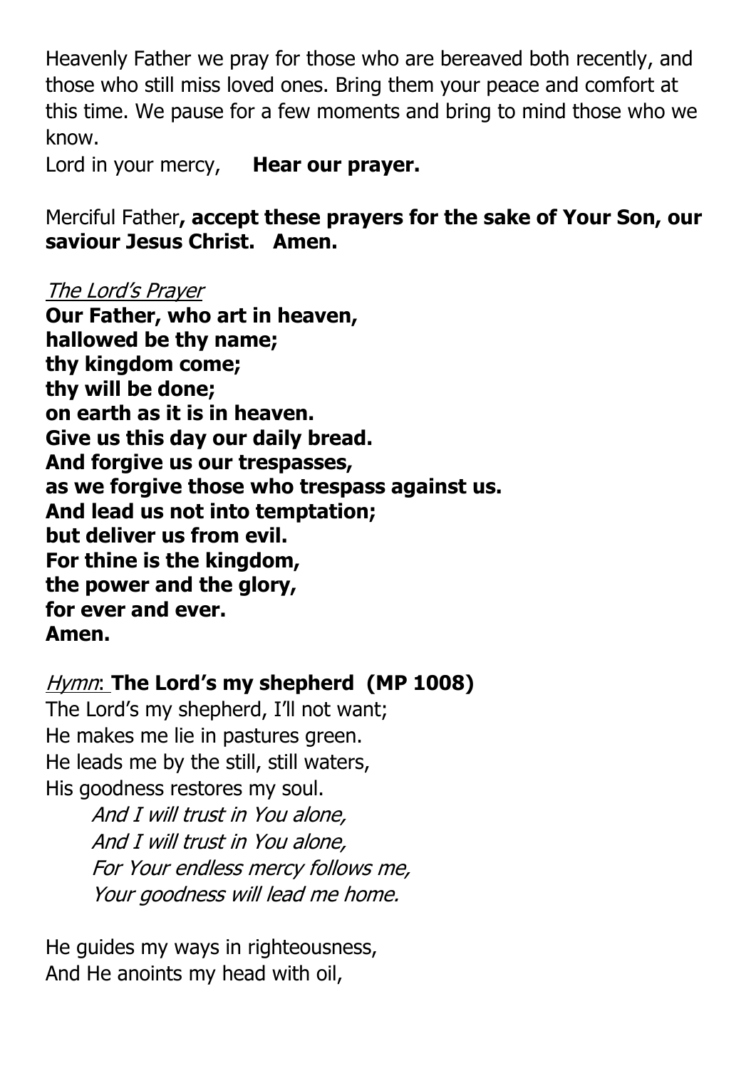Heavenly Father we pray for those who are bereaved both recently, and those who still miss loved ones. Bring them your peace and comfort at this time. We pause for a few moments and bring to mind those who we know.

Lord in your mercy, **Hear our prayer.**

Merciful Father**, accept these prayers for the sake of Your Son, our saviour Jesus Christ. Amen.**

*The Lord's Prayer*

**Our Father, who art in heaven,**
**hallowed be thy name;**
**thy kingdom come;**
**thy will be done;**
**on earth as it is in heaven.**
**Give us this day our daily bread.**
**And forgive us our trespasses,**
**as we forgive those who trespass against us.**
**And lead us not into temptation;**
**but deliver us from evil.**
**For thine is the kingdom,**
**the power and the glory,**
**for ever and ever.**
**Amen.**

*Hymn*: **The Lord's my shepherd (MP 1008)**

The Lord's my shepherd, I'll not want;
He makes me lie in pastures green.
He leads me by the still, still waters,
His goodness restores my soul.

*And I will trust in You alone,*
*And I will trust in You alone,*
*For Your endless mercy follows me,*
*Your goodness will lead me home.*

He guides my ways in righteousness,
And He anoints my head with oil,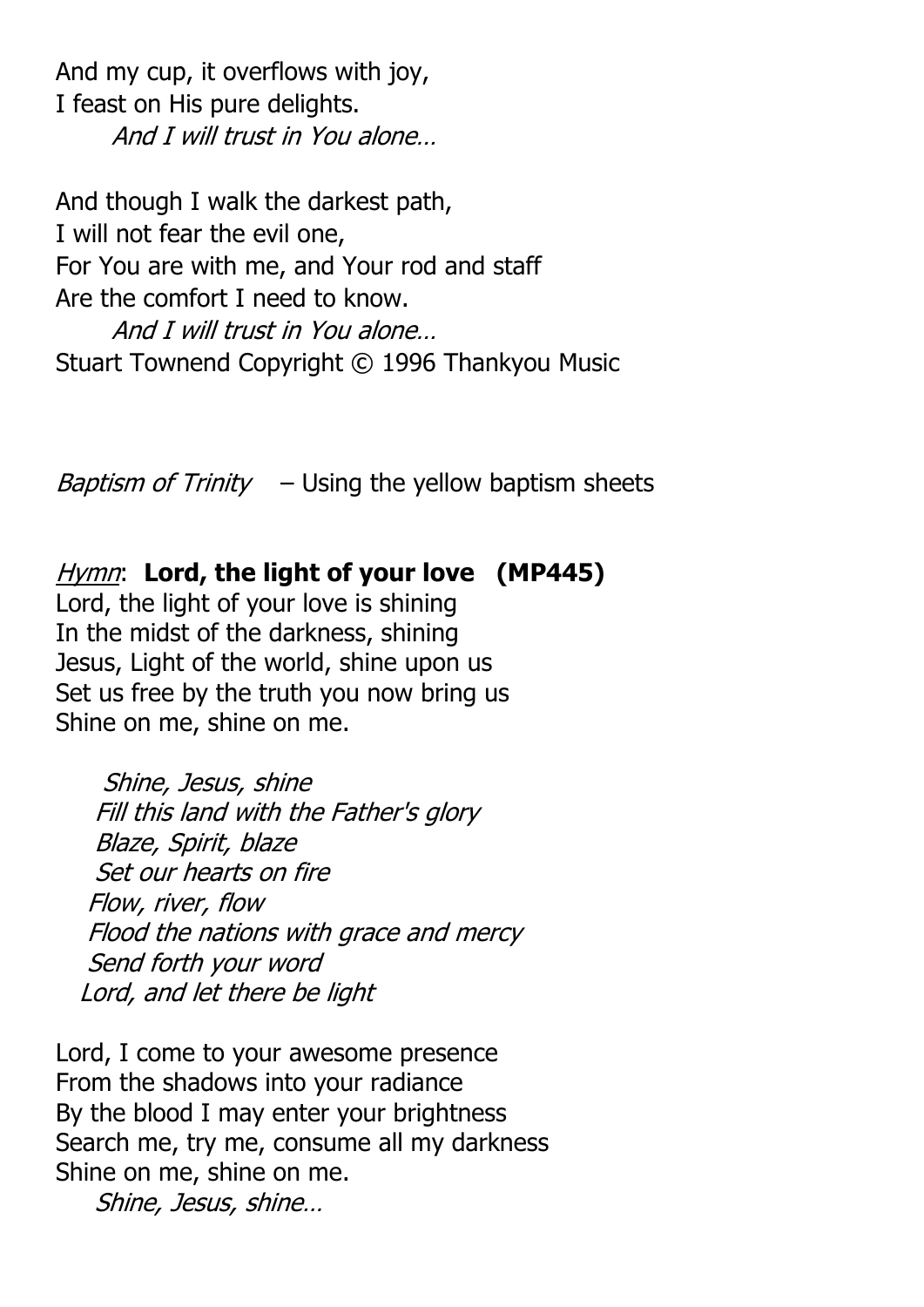And my cup, it overflows with joy,
I feast on His pure delights.
*And I will trust in You alone…*

And though I walk the darkest path,
I will not fear the evil one,
For You are with me, and Your rod and staff
Are the comfort I need to know.
*And I will trust in You alone…*
Stuart Townend Copyright © 1996 Thankyou Music

*Baptism of Trinity* – Using the yellow baptism sheets

*Hymn*: **Lord, the light of your love (MP445)**
Lord, the light of your love is shining
In the midst of the darkness, shining
Jesus, Light of the world, shine upon us
Set us free by the truth you now bring us
Shine on me, shine on me.

*Shine, Jesus, shine*
*Fill this land with the Father's glory*
*Blaze, Spirit, blaze*
*Set our hearts on fire*
*Flow, river, flow*
*Flood the nations with grace and mercy*
*Send forth your word*
*Lord, and let there be light*

Lord, I come to your awesome presence
From the shadows into your radiance
By the blood I may enter your brightness
Search me, try me, consume all my darkness
Shine on me, shine on me.
*Shine, Jesus, shine…*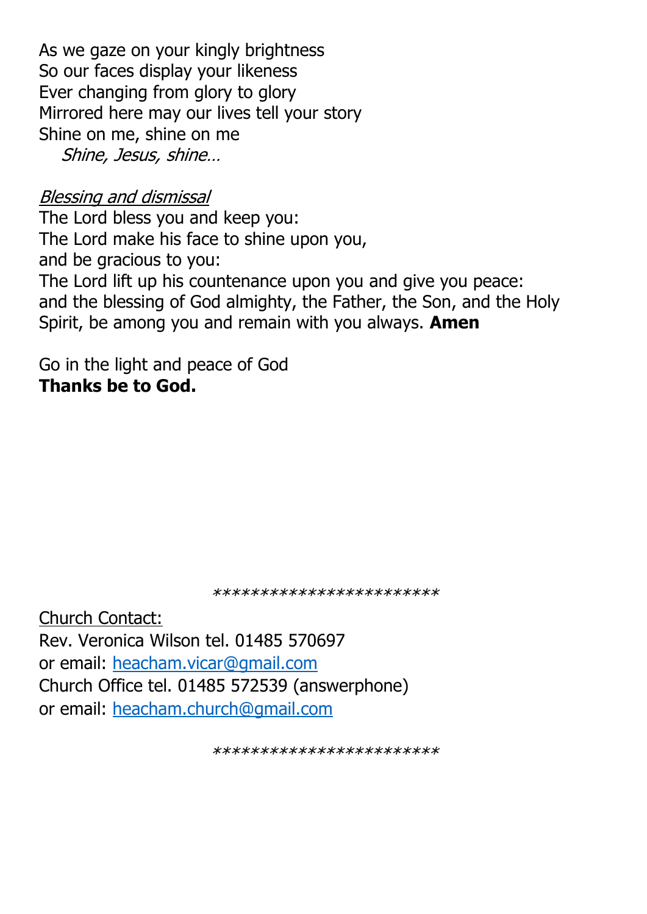As we gaze on your kingly brightness
So our faces display your likeness
Ever changing from glory to glory
Mirrored here may our lives tell your story
Shine on me, shine on me
*Shine, Jesus, shine…*

*Blessing and dismissal*

The Lord bless you and keep you:
The Lord make his face to shine upon you,
and be gracious to you:
The Lord lift up his countenance upon you and give you peace:
and the blessing of God almighty, the Father, the Son, and the Holy Spirit, be among you and remain with you always. **Amen**

Go in the light and peace of God
**Thanks be to God.**

************************

Church Contact:
Rev. Veronica Wilson tel. 01485 570697
or email: heacham.vicar@gmail.com
Church Office tel. 01485 572539 (answerphone)
or email: heacham.church@gmail.com

************************